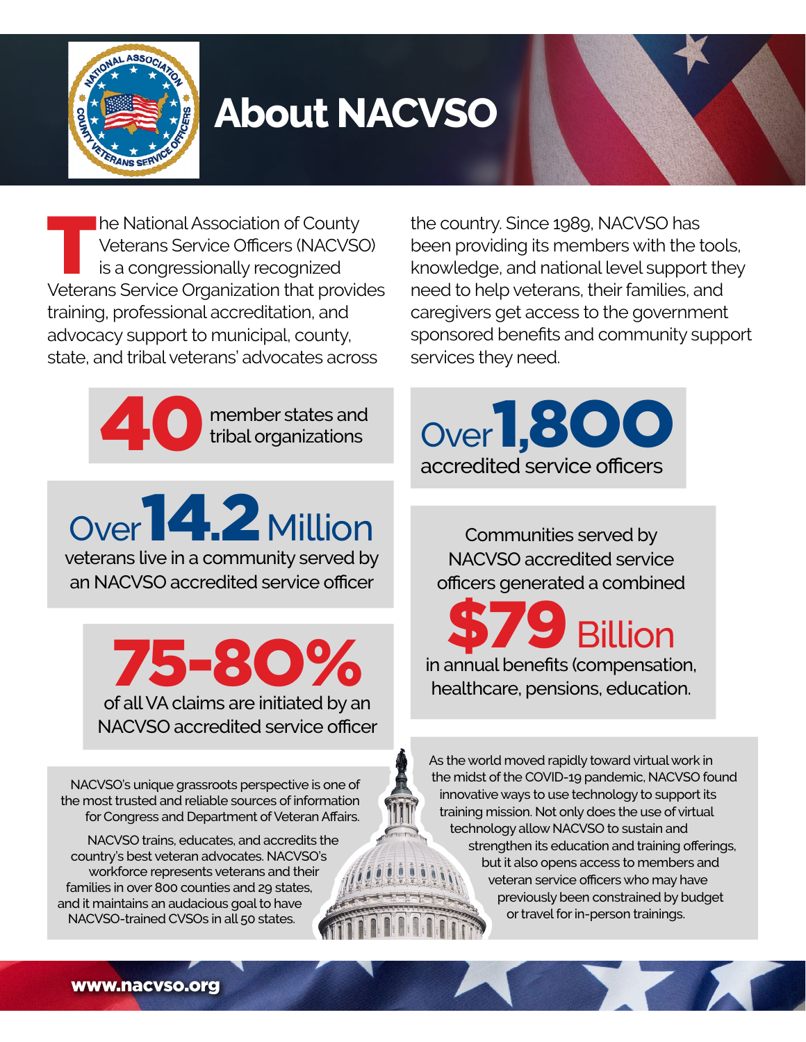# About NACVSO

The National Association of County Veterans Service Officers (NACVSO) is a congressionally recognized Veterans Service Organization that provides training, professional accreditation, and advocacy support to municipal, county, state, and tribal veterans' advocates across the country. Since 1989, NACVSO has been providing its members with the tools, knowledge, and national level support they need to help veterans, their families, and caregivers get access to the government sponsored benefits and community support services they need.

**40** member states and tribal organizations

Over **1,800** accredited service officers

Over **14.2** Million veterans live in a community served by an NACVSO accredited service officer

Communities served by NACVSO accredited service officers generated a combined **$79** Billion in annual benefits (compensation, healthcare, pensions, education.

**75-80%** of all VA claims are initiated by an NACVSO accredited service officer

NACVSO's unique grassroots perspective is one of the most trusted and reliable sources of information for Congress and Department of Veteran Affairs.

NACVSO trains, educates, and accredits the country's best veteran advocates. NACVSO's workforce represents veterans and their families in over 800 counties and 29 states, and it maintains an audacious goal to have NACVSO-trained CVSOs in all 50 states.

As the world moved rapidly toward virtual work in the midst of the COVID-19 pandemic, NACVSO found innovative ways to use technology to support its training mission. Not only does the use of virtual technology allow NACVSO to sustain and strengthen its education and training offerings, but it also opens access to members and veteran service officers who may have previously been constrained by budget or travel for in-person trainings.

www.nacvso.org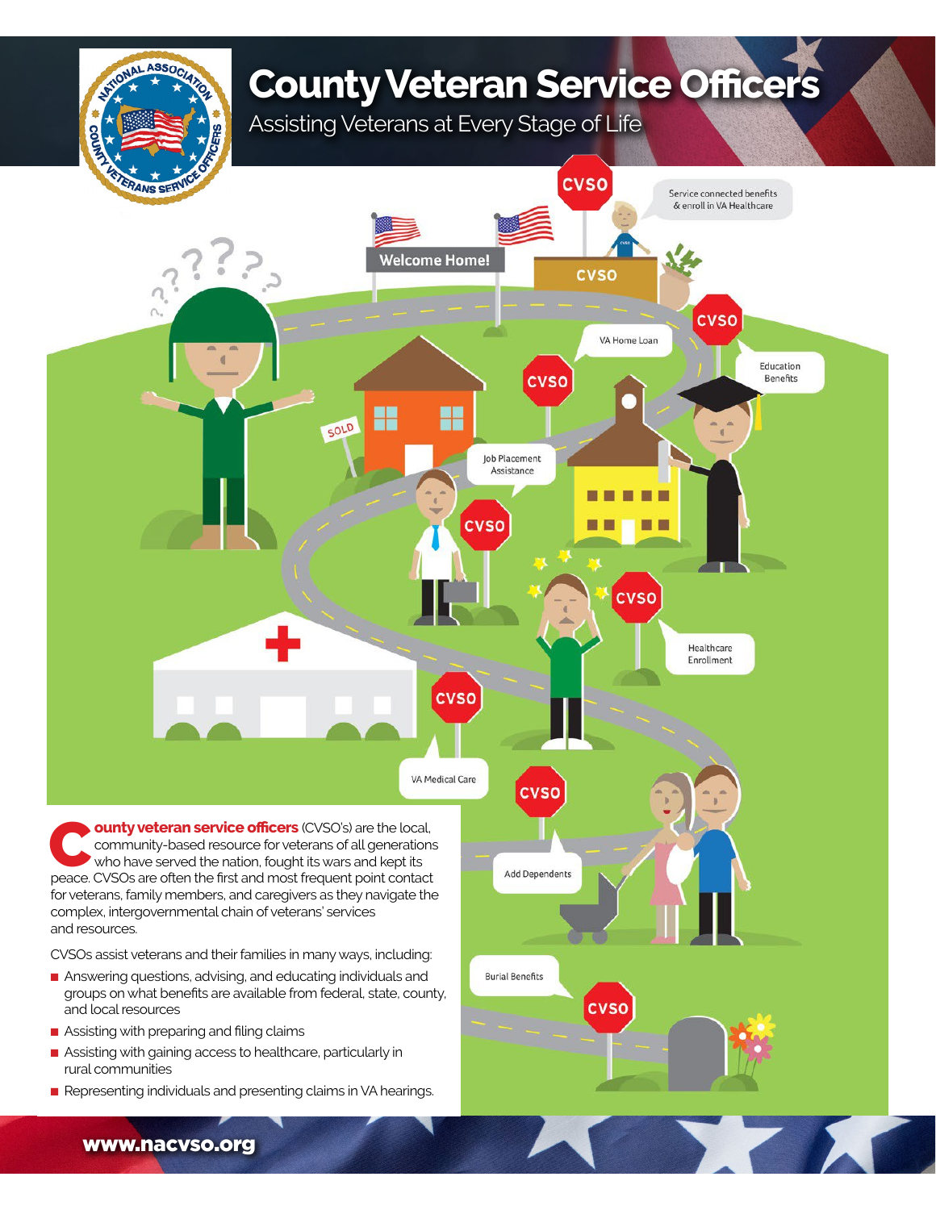# County Veteran Service Officers

## Assisting Veterans at Every Stage of Life

Welcome Home!

CVSO

Service connected benefits & enroll in VA Healthcare

VA Home Loan

Education Benefits

Job Placement Assistance

Healthcare Enrollment

VA Medical Care

Add Dependents

Burial Benefits

**County veteran service officers** (CVSO's) are the local, community-based resource for veterans of all generations who have served the nation, fought its wars and kept its peace. CVSOs are often the first and most frequent point contact for veterans, family members, and caregivers as they navigate the complex, intergovernmental chain of veterans' services and resources.

CVSOs assist veterans and their families in many ways, including:

- Answering questions, advising, and educating individuals and groups on what benefits are available from federal, state, county, and local resources
- Assisting with preparing and filing claims
- Assisting with gaining access to healthcare, particularly in rural communities
- Representing individuals and presenting claims in VA hearings.

www.nacvso.org